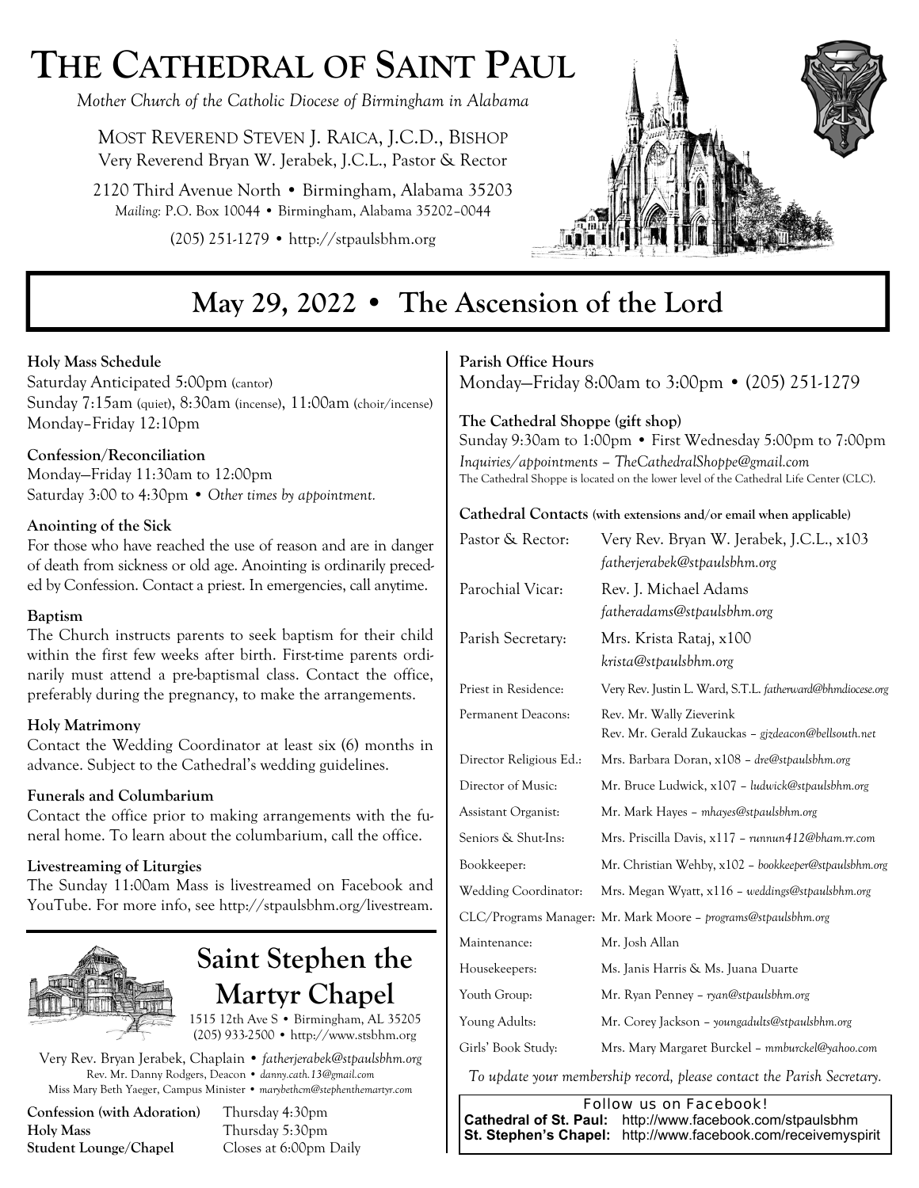# The Cathedral of Saint Paul

*Mother Church of the Catholic Diocese of Birmingham in Alabama*

Most Reverend Steven J. Raica, J.C.D., Bishop
Very Reverend Bryan W. Jerabek, J.C.L., Pastor & Rector

2120 Third Avenue North • Birmingham, Alabama 35203
*Mailing:* P.O. Box 10044 • Birmingham, Alabama 35202–0044

(205) 251-1279 • http://stpaulsbhm.org

## May 29, 2022 • The Ascension of the Lord

**Holy Mass Schedule**
Saturday Anticipated 5:00pm (cantor)
Sunday 7:15am (quiet), 8:30am (incense), 11:00am (choir/incense)
Monday–Friday 12:10pm

**Confession/Reconciliation**
Monday—Friday 11:30am to 12:00pm
Saturday 3:00 to 4:30pm • *Other times by appointment.*

**Anointing of the Sick**
For those who have reached the use of reason and are in danger of death from sickness or old age. Anointing is ordinarily preceded by Confession. Contact a priest. In emergencies, call anytime.

**Baptism**
The Church instructs parents to seek baptism for their child within the first few weeks after birth. First-time parents ordinarily must attend a pre-baptismal class. Contact the office, preferably during the pregnancy, to make the arrangements.

**Holy Matrimony**
Contact the Wedding Coordinator at least six (6) months in advance. Subject to the Cathedral's wedding guidelines.

**Funerals and Columbarium**
Contact the office prior to making arrangements with the funeral home. To learn about the columbarium, call the office.

**Livestreaming of Liturgies**
The Sunday 11:00am Mass is livestreamed on Facebook and YouTube. For more info, see http://stpaulsbhm.org/livestream.

## Saint Stephen the Martyr Chapel

1515 12th Ave S • Birmingham, AL 35205
(205) 933-2500 • http://www.stsbhm.org

Very Rev. Bryan Jerabek, Chaplain • *fatherjerabek@stpaulsbhm.org*
Rev. Mr. Danny Rodgers, Deacon • *danny.cath.13@gmail.com*
Miss Mary Beth Yaeger, Campus Minister • *marybethcm@stephenthemartyr.com*

**Confession (with Adoration)** Thursday 4:30pm
**Holy Mass** Thursday 5:30pm
**Student Lounge/Chapel** Closes at 6:00pm Daily

**Parish Office Hours**
Monday—Friday 8:00am to 3:00pm • (205) 251-1279

**The Cathedral Shoppe (gift shop)**
Sunday 9:30am to 1:00pm • First Wednesday 5:00pm to 7:00pm
*Inquiries/appointments – TheCathedralShoppe@gmail.com*
The Cathedral Shoppe is located on the lower level of the Cathedral Life Center (CLC).

**Cathedral Contacts** (with extensions and/or email when applicable)

| | |
|---|---|
| Pastor & Rector: | Very Rev. Bryan W. Jerabek, J.C.L., x103 *fatherjerabek@stpaulsbhm.org* |
| Parochial Vicar: | Rev. J. Michael Adams *fatheradams@stpaulsbhm.org* |
| Parish Secretary: | Mrs. Krista Rataj, x100 *krista@stpaulsbhm.org* |
| Priest in Residence: | Very Rev. Justin L. Ward, S.T.L. *fatherward@bhmdiocese.org* |
| Permanent Deacons: | Rev. Mr. Wally Zieverink; Rev. Mr. Gerald Zukauckas – *gjzdeacon@bellsouth.net* |
| Director Religious Ed.: | Mrs. Barbara Doran, x108 – *dre@stpaulsbhm.org* |
| Director of Music: | Mr. Bruce Ludwick, x107 – *ludwick@stpaulsbhm.org* |
| Assistant Organist: | Mr. Mark Hayes – *mhayes@stpaulsbhm.org* |
| Seniors & Shut-Ins: | Mrs. Priscilla Davis, x117 – *runnun412@bham.rr.com* |
| Bookkeeper: | Mr. Christian Wehby, x102 – *bookkeeper@stpaulsbhm.org* |
| Wedding Coordinator: | Mrs. Megan Wyatt, x116 – *weddings@stpaulsbhm.org* |
| CLC/Programs Manager: | Mr. Mark Moore – *programs@stpaulsbhm.org* |
| Maintenance: | Mr. Josh Allan |
| Housekeepers: | Ms. Janis Harris & Ms. Juana Duarte |
| Youth Group: | Mr. Ryan Penney – *ryan@stpaulsbhm.org* |
| Young Adults: | Mr. Corey Jackson – *youngadults@stpaulsbhm.org* |
| Girls' Book Study: | Mrs. Mary Margaret Burckel – *mmburckel@yahoo.com* |

*To update your membership record, please contact the Parish Secretary.*

**Follow us on Facebook!**
**Cathedral of St. Paul:** http://www.facebook.com/stpaulsbhm
**St. Stephen's Chapel:** http://www.facebook.com/receivemyspirit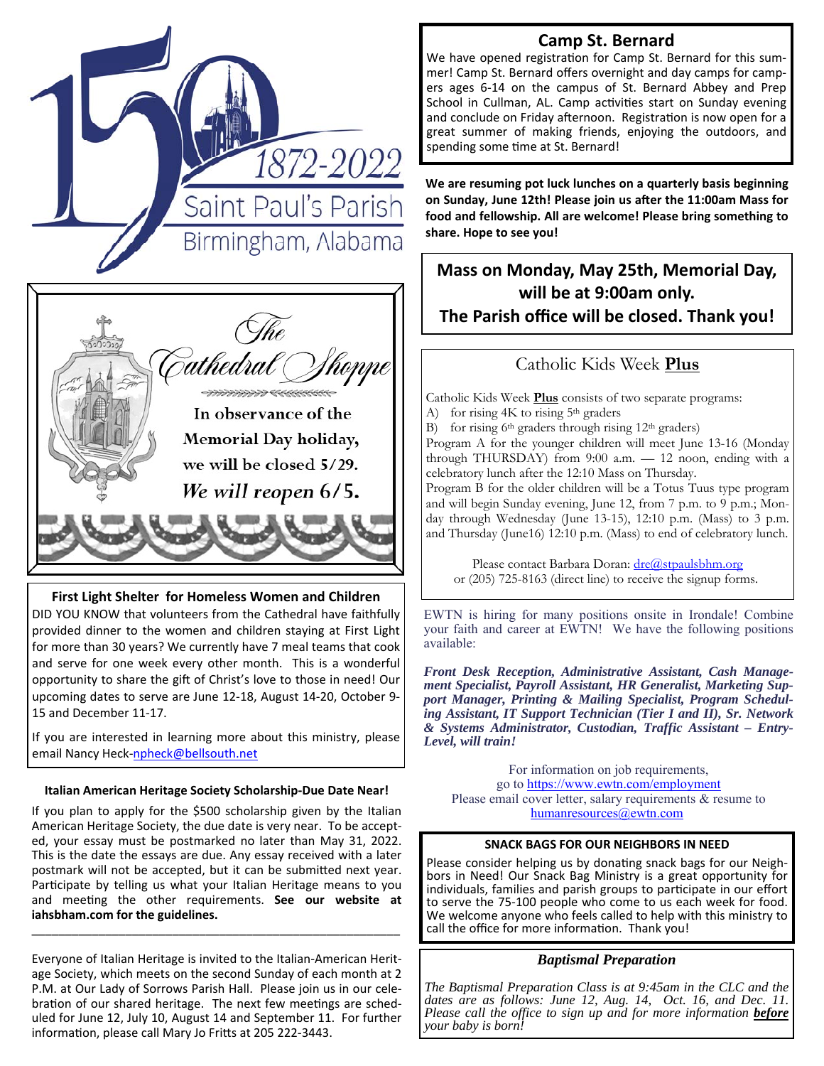150

1872-2022

Saint Paul's Parish

Birmingham, Alabama

## The Cathedral Shoppe

In observance of the Memorial Day holiday, we will be closed 5/29.

*We will reopen 6/5.*

### First Light Shelter for Homeless Women and Children

DID YOU KNOW that volunteers from the Cathedral have faithfully provided dinner to the women and children staying at First Light for more than 30 years? We currently have 7 meal teams that cook and serve for one week every other month. This is a wonderful opportunity to share the gift of Christ's love to those in need! Our upcoming dates to serve are June 12-18, August 14-20, October 9-15 and December 11-17.

If you are interested in learning more about this ministry, please email Nancy Heck-npheck@bellsouth.net

### Italian American Heritage Society Scholarship-Due Date Near!

If you plan to apply for the $500 scholarship given by the Italian American Heritage Society, the due date is very near. To be accepted, your essay must be postmarked no later than May 31, 2022. This is the date the essays are due. Any essay received with a later postmark will not be accepted, but it can be submitted next year. Participate by telling us what your Italian Heritage means to you and meeting the other requirements. **See our website at iahsbham.com for the guidelines.**

---

Everyone of Italian Heritage is invited to the Italian-American Heritage Society, which meets on the second Sunday of each month at 2 P.M. at Our Lady of Sorrows Parish Hall. Please join us in our celebration of our shared heritage. The next few meetings are scheduled for June 12, July 10, August 14 and September 11. For further information, please call Mary Jo Fritts at 205 222-3443.

## Camp St. Bernard

We have opened registration for Camp St. Bernard for this summer! Camp St. Bernard offers overnight and day camps for campers ages 6-14 on the campus of St. Bernard Abbey and Prep School in Cullman, AL. Camp activities start on Sunday evening and conclude on Friday afternoon. Registration is now open for a great summer of making friends, enjoying the outdoors, and spending some time at St. Bernard!

**We are resuming pot luck lunches on a quarterly basis beginning on Sunday, June 12th! Please join us after the 11:00am Mass for food and fellowship. All are welcome! Please bring something to share. Hope to see you!**

**Mass on Monday, May 25th, Memorial Day, will be at 9:00am only.**
**The Parish office will be closed. Thank you!**

## Catholic Kids Week Plus

Catholic Kids Week **Plus** consists of two separate programs:

A) for rising 4K to rising 5th graders
B) for rising 6th graders through rising 12th graders)

Program A for the younger children will meet June 13-16 (Monday through THURSDAY) from 9:00 a.m. — 12 noon, ending with a celebratory lunch after the 12:10 Mass on Thursday.

Program B for the older children will be a Totus Tuus type program and will begin Sunday evening, June 12, from 7 p.m. to 9 p.m.; Monday through Wednesday (June 13-15), 12:10 p.m. (Mass) to 3 p.m. and Thursday (June16) 12:10 p.m. (Mass) to end of celebratory lunch.

Please contact Barbara Doran: dre@stpaulsbhm.org or (205) 725-8163 (direct line) to receive the signup forms.

EWTN is hiring for many positions onsite in Irondale! Combine your faith and career at EWTN! We have the following positions available:

***Front Desk Reception, Administrative Assistant, Cash Management Specialist, Payroll Assistant, HR Generalist, Marketing Support Manager, Printing & Mailing Specialist, Program Scheduling Assistant, IT Support Technician (Tier I and II), Sr. Network & Systems Administrator, Custodian, Traffic Assistant – Entry-Level, will train!***

For information on job requirements, go to https://www.ewtn.com/employment
Please email cover letter, salary requirements & resume to humanresources@ewtn.com

### SNACK BAGS FOR OUR NEIGHBORS IN NEED

Please consider helping us by donating snack bags for our Neighbors in Need! Our Snack Bag Ministry is a great opportunity for individuals, families and parish groups to participate in our effort to serve the 75-100 people who come to us each week for food. We welcome anyone who feels called to help with this ministry to call the office for more information. Thank you!

### *Baptismal Preparation*

*The Baptismal Preparation Class is at 9:45am in the CLC and the dates are as follows: June 12, Aug. 14, Oct. 16, and Dec. 11. Please call the office to sign up and for more information **before** your baby is born!*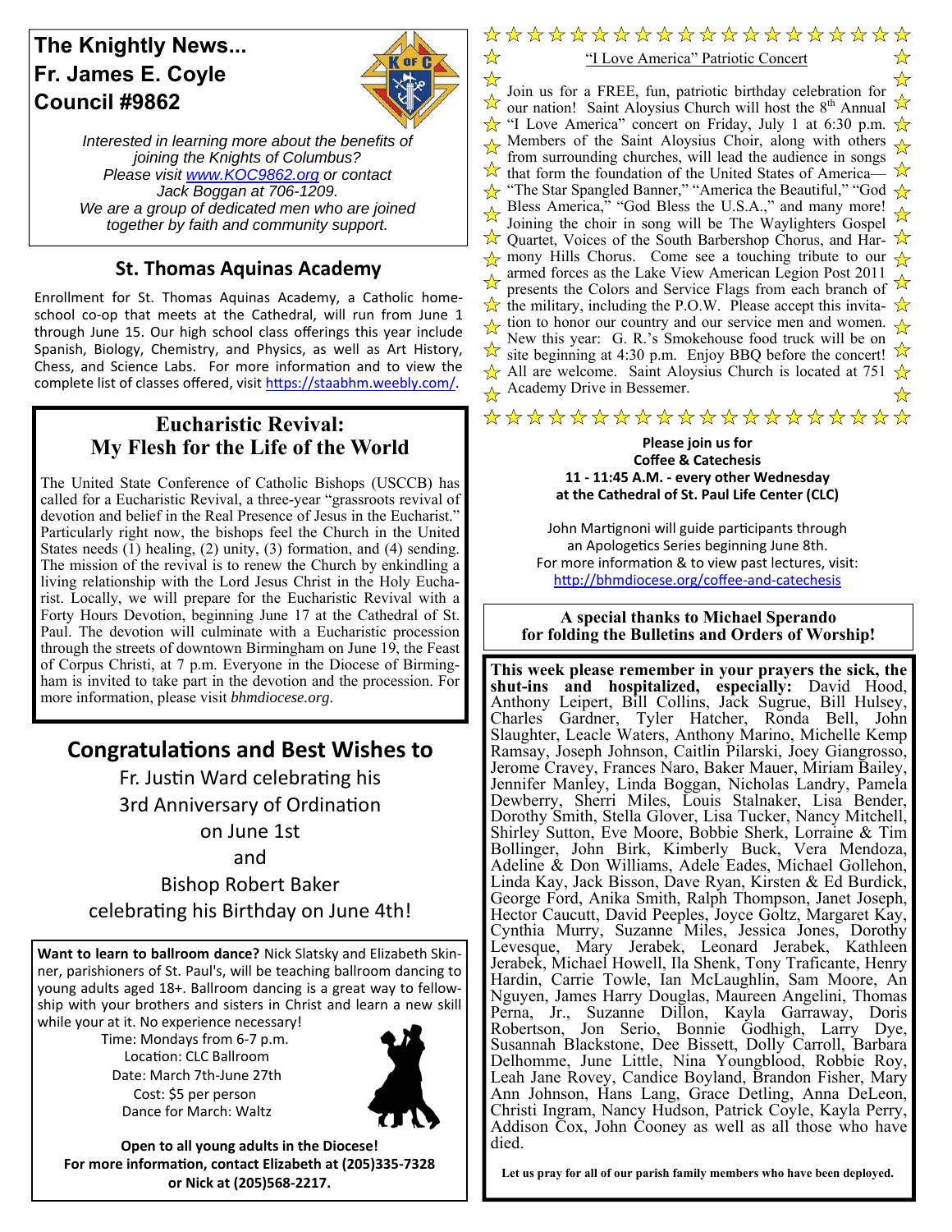## The Knightly News...
## Fr. James E. Coyle Council #9862

*Interested in learning more about the benefits of joining the Knights of Columbus?*
*Please visit [www.KOC9862.org](www.KOC9862.org) or contact Jack Boggan at 706-1209.*
*We are a group of dedicated men who are joined together by faith and community support.*

## St. Thomas Aquinas Academy

Enrollment for St. Thomas Aquinas Academy, a Catholic home-school co-op that meets at the Cathedral, will run from June 1 through June 15. Our high school class offerings this year include Spanish, Biology, Chemistry, and Physics, as well as Art History, Chess, and Science Labs. For more information and to view the complete list of classes offered, visit https://staabhm.weebly.com/.

## Eucharistic Revival: My Flesh for the Life of the World

The United State Conference of Catholic Bishops (USCCB) has called for a Eucharistic Revival, a three-year "grassroots revival of devotion and belief in the Real Presence of Jesus in the Eucharist." Particularly right now, the bishops feel the Church in the United States needs (1) healing, (2) unity, (3) formation, and (4) sending. The mission of the revival is to renew the Church by enkindling a living relationship with the Lord Jesus Christ in the Holy Eucharist. Locally, we will prepare for the Eucharistic Revival with a Forty Hours Devotion, beginning June 17 at the Cathedral of St. Paul. The devotion will culminate with a Eucharistic procession through the streets of downtown Birmingham on June 19, the Feast of Corpus Christi, at 7 p.m. Everyone in the Diocese of Birmingham is invited to take part in the devotion and the procession. For more information, please visit *bhmdiocese.org*.

## Congratulations and Best Wishes to

Fr. Justin Ward celebrating his
3rd Anniversary of Ordination
on June 1st
and
Bishop Robert Baker
celebrating his Birthday on June 4th!

**Want to learn to ballroom dance?** Nick Slatsky and Elizabeth Skinner, parishioners of St. Paul's, will be teaching ballroom dancing to young adults aged 18+. Ballroom dancing is a great way to fellowship with your brothers and sisters in Christ and learn a new skill while your at it. No experience necessary!

Time: Mondays from 6-7 p.m.
Location: CLC Ballroom
Date: March 7th-June 27th
Cost: $5 per person
Dance for March: Waltz

**Open to all young adults in the Diocese!**
**For more information, contact Elizabeth at (205)335-7328 or Nick at (205)568-2217.**

## "I Love America" Patriotic Concert

Join us for a FREE, fun, patriotic birthday celebration for our nation! Saint Aloysius Church will host the 8th Annual "I Love America" concert on Friday, July 1 at 6:30 p.m. Members of the Saint Aloysius Choir, along with others from surrounding churches, will lead the audience in songs that form the foundation of the United States of America— "The Star Spangled Banner," "America the Beautiful," "God Bless America," "God Bless the U.S.A.," and many more! Joining the choir in song will be The Waylighters Gospel Quartet, Voices of the South Barbershop Chorus, and Harmony Hills Chorus. Come see a touching tribute to our armed forces as the Lake View American Legion Post 2011 presents the Colors and Service Flags from each branch of the military, including the P.O.W. Please accept this invitation to honor our country and our service men and women. New this year: G. R.'s Smokehouse food truck will be on site beginning at 4:30 p.m. Enjoy BBQ before the concert! All are welcome. Saint Aloysius Church is located at 751 Academy Drive in Bessemer.

**Please join us for**
**Coffee & Catechesis**
**11 - 11:45 A.M. - every other Wednesday**
**at the Cathedral of St. Paul Life Center (CLC)**

John Martignoni will guide participants through an Apologetics Series beginning June 8th.
For more information & to view past lectures, visit: http://bhmdiocese.org/coffee-and-catechesis

**A special thanks to Michael Sperando for folding the Bulletins and Orders of Worship!**

**This week please remember in your prayers the sick, the shut-ins and hospitalized, especially:** David Hood, Anthony Leipert, Bill Collins, Jack Sugrue, Bill Hulsey, Charles Gardner, Tyler Hatcher, Ronda Bell, John Slaughter, Leacle Waters, Anthony Marino, Michelle Kemp Ramsay, Joseph Johnson, Caitlin Pilarski, Joey Giangrosso, Jerome Cravey, Frances Naro, Baker Mauer, Miriam Bailey, Jennifer Manley, Linda Boggan, Nicholas Landry, Pamela Dewberry, Sherri Miles, Louis Stalnaker, Lisa Bender, Dorothy Smith, Stella Glover, Lisa Tucker, Nancy Mitchell, Shirley Sutton, Eve Moore, Bobbie Sherk, Lorraine & Tim Bollinger, John Birk, Kimberly Buck, Vera Mendoza, Adeline & Don Williams, Adele Eades, Michael Gollehon, Linda Kay, Jack Bisson, Dave Ryan, Kirsten & Ed Burdick, George Ford, Anika Smith, Ralph Thompson, Janet Joseph, Hector Caucutt, David Peeples, Joyce Goltz, Margaret Kay, Cynthia Murry, Suzanne Miles, Jessica Jones, Dorothy Levesque, Mary Jerabek, Leonard Jerabek, Kathleen Jerabek, Michael Howell, Ila Shenk, Tony Traficante, Henry Hardin, Carrie Towle, Ian McLaughlin, Sam Moore, An Nguyen, James Harry Douglas, Maureen Angelini, Thomas Perna, Jr., Suzanne Dillon, Kayla Garraway, Doris Robertson, Jon Serio, Bonnie Godhigh, Larry Dye, Susannah Blackstone, Dee Bissett, Dolly Carroll, Barbara Delhomme, June Little, Nina Youngblood, Robbie Roy, Leah Jane Rovey, Candice Boyland, Brandon Fisher, Mary Ann Johnson, Hans Lang, Grace Detling, Anna DeLeon, Christi Ingram, Nancy Hudson, Patrick Coyle, Kayla Perry, Addison Cox, John Cooney as well as all those who have died.

**Let us pray for all of our parish family members who have been deployed.**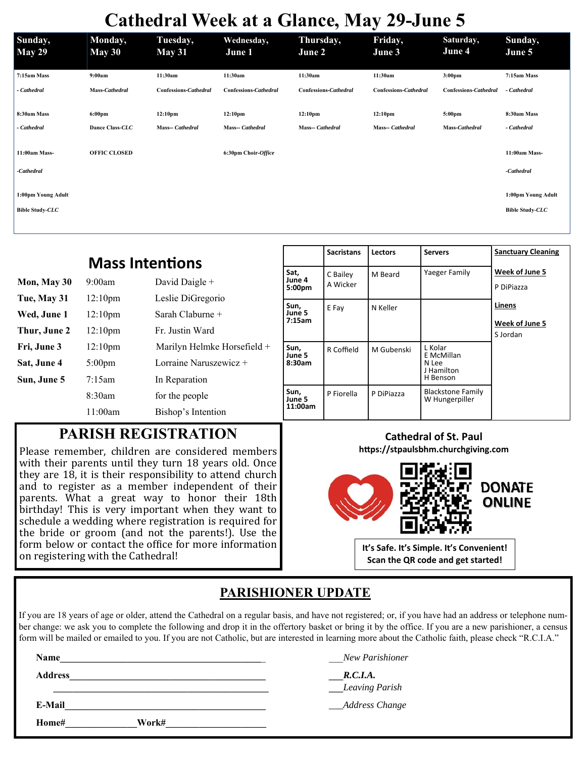# Cathedral Week at a Glance, May 29-June 5

| Sunday, May 29 | Monday, May 30 | Tuesday, May 31 | Wednesday, June 1 | Thursday, June 2 | Friday, June 3 | Saturday, June 4 | Sunday, June 5 |
|---|---|---|---|---|---|---|---|
| 7:15am Mass - *Cathedral* | 9:00am Mass-*Cathedral* | 11:30am Confessions-*Cathedral* | 11:30am Confessions-*Cathedral* | 11:30am Confessions-*Cathedral* | 11:30am Confessions-*Cathedral* | 3:00pm Confessions-*Cathedral* | 7:15am Mass - *Cathedral* |
| 8:30am Mass - *Cathedral* | 6:00pm Dance Class-*CLC* | 12:10pm Mass-- *Cathedral* | 12:10pm Mass-- *Cathedral* | 12:10pm Mass-- *Cathedral* | 12:10pm Mass-- *Cathedral* | 5:00pm Mass-*Cathedral* | 8:30am Mass - *Cathedral* |
| 11:00am Mass- -*Cathedral* | OFFIC CLOSED | | 6:30pm Choir-*Office* | | | | 11:00am Mass- -*Cathedral* |
| 1:00pm Young Adult Bible Study-*CLC* | | | | | | | 1:00pm Young Adult Bible Study-*CLC* |

## Mass Intentions

| | | |
|---|---|---|
| **Mon, May 30** | 9:00am | David Daigle + |
| **Tue, May 31** | 12:10pm | Leslie DiGregorio |
| **Wed, June 1** | 12:10pm | Sarah Claburne + |
| **Thur, June 2** | 12:10pm | Fr. Justin Ward |
| **Fri, June 3** | 12:10pm | Marilyn Helmke Horsefield + |
| **Sat, June 4** | 5:00pm | Lorraine Naruszewicz + |
| **Sun, June 5** | 7:15am | In Reparation |
| | 8:30am | for the people |
| | 11:00am | Bishop's Intention |

| | Sacristans | Lectors | Servers |
|---|---|---|---|
| **Sat, June 4 5:00pm** | C Bailey, A Wicker | M Beard | Yaeger Family |
| **Sun, June 5 7:15am** | E Fay | N Keller | |
| **Sun, June 5 8:30am** | R Coffield | M Gubenski | L Kolar, E McMillan, N Lee, J Hamilton, H Benson |
| **Sun, June 5 11:00am** | P Fiorella | P DiPiazza | Blackstone Family, W Hungerpiller |

**Sanctuary Cleaning**

**Week of June 5**

P DiPiazza

**Linens**

**Week of June 5**

S Jordan

## PARISH REGISTRATION

Please remember, children are considered members with their parents until they turn 18 years old. Once they are 18, it is their responsibility to attend church and to register as a member independent of their parents. What a great way to honor their 18th birthday! This is very important when they want to schedule a wedding where registration is required for the bride or groom (and not the parents!). Use the form below or contact the office for more information on registering with the Cathedral!

**Cathedral of St. Paul**

**https://stpaulsbhm.churchgiving.com**

**DONATE ONLINE**

**It's Safe. It's Simple. It's Convenient! Scan the QR code and get started!**

## PARISHIONER UPDATE

If you are 18 years of age or older, attend the Cathedral on a regular basis, and have not registered; or, if you have had an address or telephone number change: we ask you to complete the following and drop it in the offertory basket or bring it by the office. If you are a new parishioner, a census form will be mailed or emailed to you. If you are not Catholic, but are interested in learning more about the Catholic faith, please check "R.C.I.A."

**Name**___________________________________________

**Address**_________________________________________

_____________________________________________

**E-Mail**__________________________________________

**Home#**_______________**Work#**____________________

___*New Parishioner*

___***R.C.I.A.***

___*Leaving Parish*

___*Address Change*